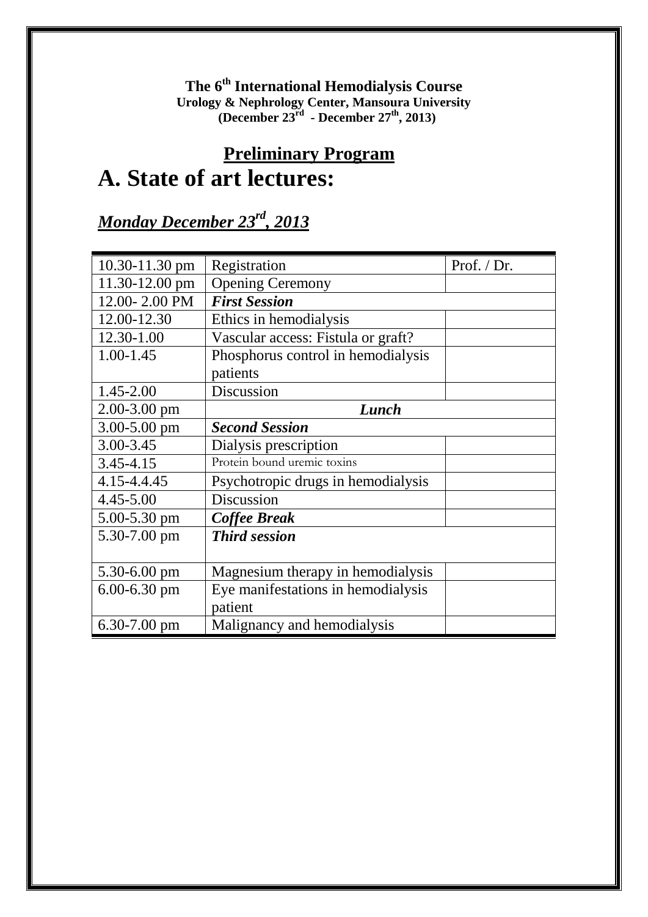**The 6th International Hemodialysis Course**
**Urology & Nephrology Center, Mansoura University**
**(December 23rd - December 27th, 2013)**

## Preliminary Program

# A. State of art lectures:

## *Monday December 23rd, 2013*

| 10.30-11.30 pm | Registration | Prof. / Dr. |
|---|---|---|
| 11.30-12.00 pm | Opening Ceremony | |
| 12.00- 2.00 PM | ***First Session*** | |
| 12.00-12.30 | Ethics in hemodialysis | |
| 12.30-1.00 | Vascular access: Fistula or graft? | |
| 1.00-1.45 | Phosphorus control in hemodialysis patients | |
| 1.45-2.00 | Discussion | |
| 2.00-3.00 pm | ***Lunch*** | |
| 3.00-5.00 pm | ***Second Session*** | |
| 3.00-3.45 | Dialysis prescription | |
| 3.45-4.15 | Protein bound uremic toxins | |
| 4.15-4.4.45 | Psychotropic drugs in hemodialysis | |
| 4.45-5.00 | Discussion | |
| 5.00-5.30 pm | ***Coffee Break*** | |
| 5.30-7.00 pm | ***Third session*** | |
| 5.30-6.00 pm | Magnesium therapy in hemodialysis | |
| 6.00-6.30 pm | Eye manifestations in hemodialysis patient | |
| 6.30-7.00 pm | Malignancy and hemodialysis | |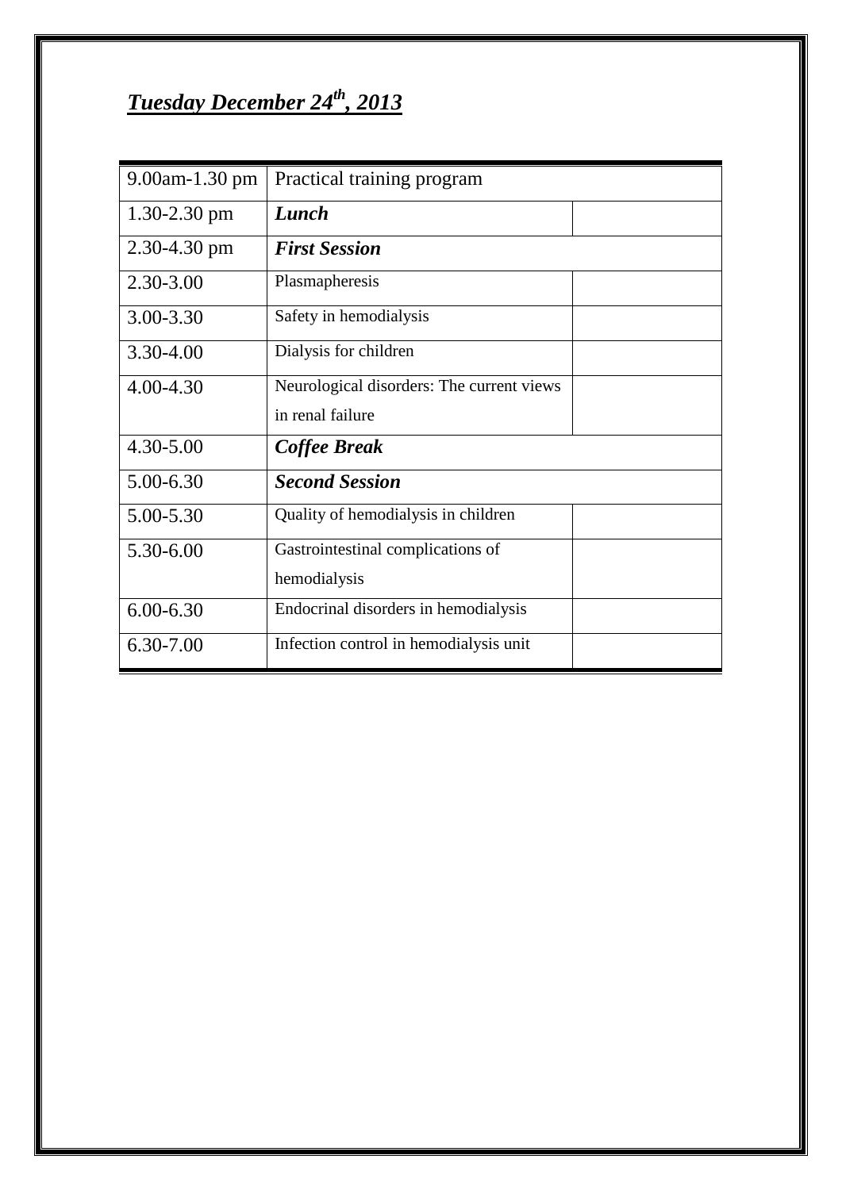## ***Tuesday December 24th, 2013***

| | | |
|---|---|---|
| 9.00am-1.30 pm | Practical training program | |
| 1.30-2.30 pm | ***Lunch*** | |
| 2.30-4.30 pm | ***First Session*** | |
| 2.30-3.00 | Plasmapheresis | |
| 3.00-3.30 | Safety in hemodialysis | |
| 3.30-4.00 | Dialysis for children | |
| 4.00-4.30 | Neurological disorders: The current views in renal failure | |
| 4.30-5.00 | ***Coffee Break*** | |
| 5.00-6.30 | ***Second Session*** | |
| 5.00-5.30 | Quality of hemodialysis in children | |
| 5.30-6.00 | Gastrointestinal complications of hemodialysis | |
| 6.00-6.30 | Endocrinal disorders in hemodialysis | |
| 6.30-7.00 | Infection control in hemodialysis unit | |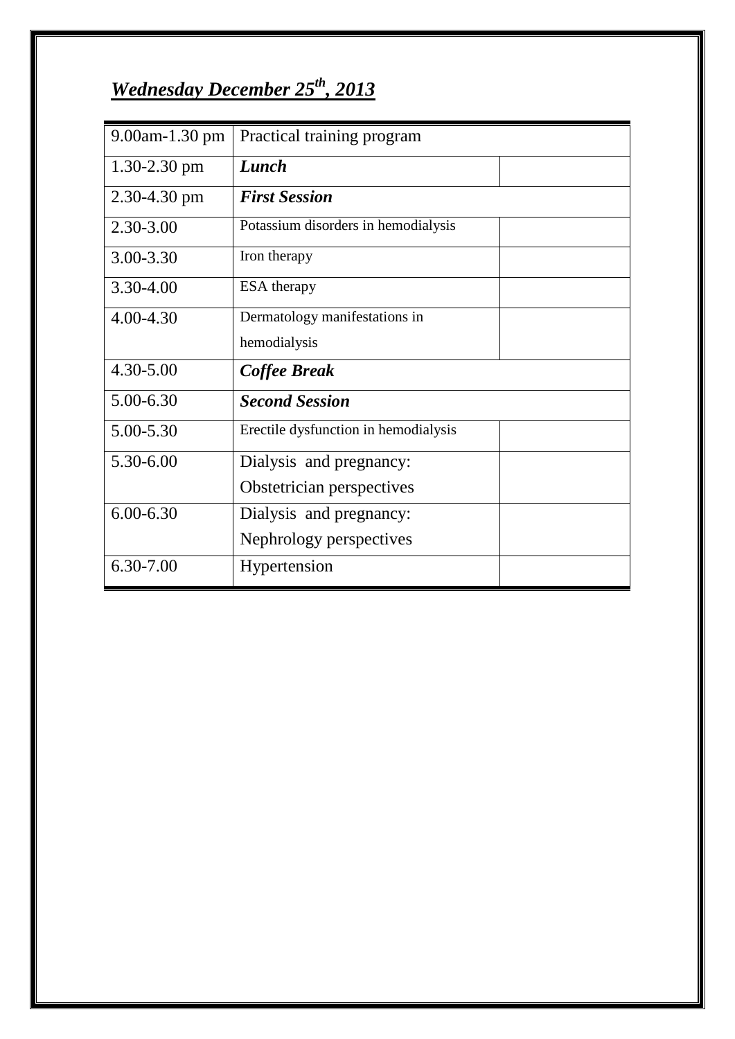## ***Wednesday December 25th, 2013***

| | | |
|---|---|---|
| 9.00am-1.30 pm | Practical training program | |
| 1.30-2.30 pm | ***Lunch*** | |
| 2.30-4.30 pm | ***First Session*** | |
| 2.30-3.00 | Potassium disorders in hemodialysis | |
| 3.00-3.30 | Iron therapy | |
| 3.30-4.00 | ESA therapy | |
| 4.00-4.30 | Dermatology manifestations in hemodialysis | |
| 4.30-5.00 | ***Coffee Break*** | |
| 5.00-6.30 | ***Second Session*** | |
| 5.00-5.30 | Erectile dysfunction in hemodialysis | |
| 5.30-6.00 | Dialysis and pregnancy: Obstetrician perspectives | |
| 6.00-6.30 | Dialysis and pregnancy: Nephrology perspectives | |
| 6.30-7.00 | Hypertension | |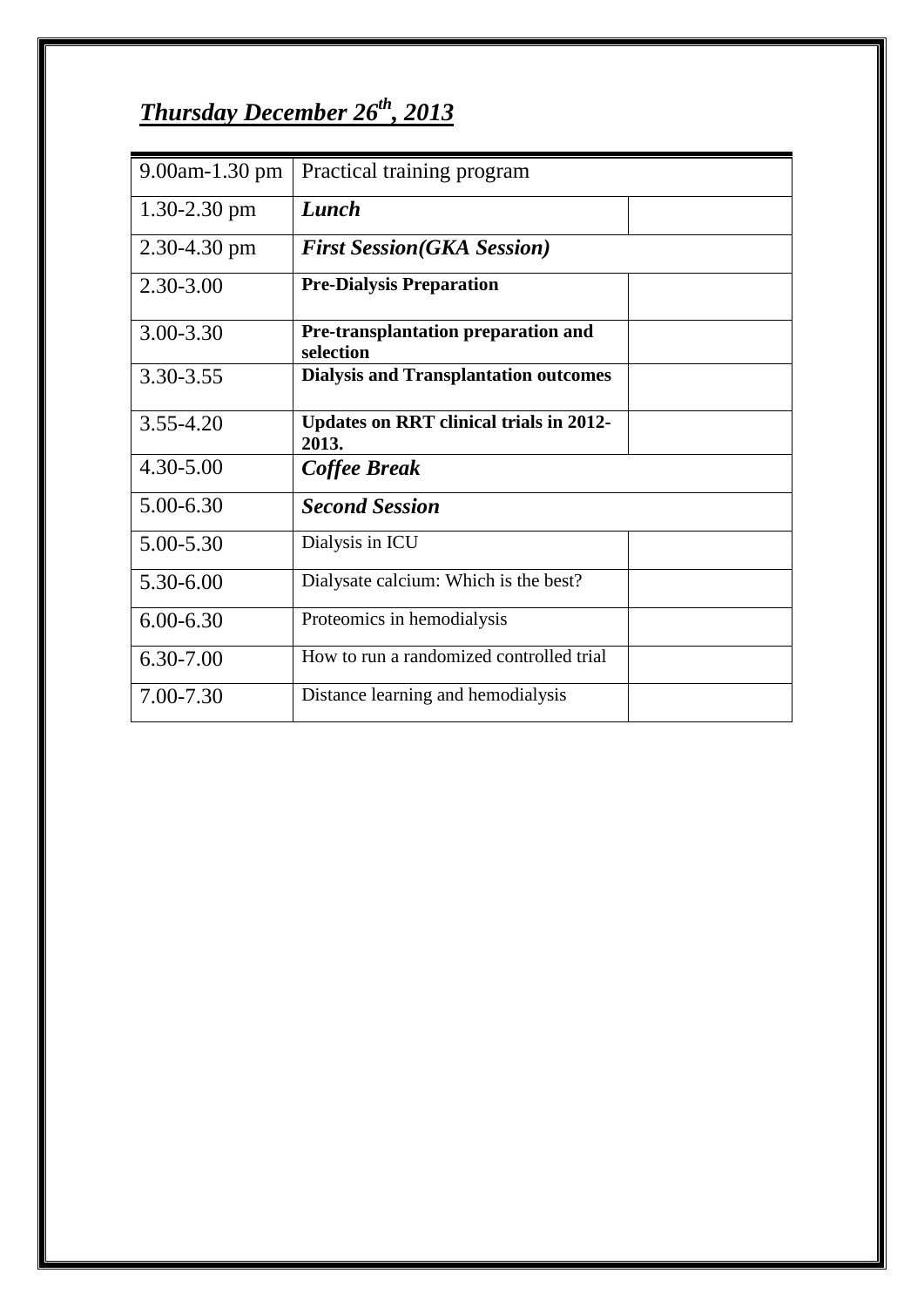## ***Thursday December 26th, 2013***

| | | |
|---|---|---|
| 9.00am-1.30 pm | Practical training program | |
| 1.30-2.30 pm | ***Lunch*** | |
| 2.30-4.30 pm | ***First Session(GKA Session)*** | |
| 2.30-3.00 | **Pre-Dialysis Preparation** | |
| 3.00-3.30 | **Pre-transplantation preparation and selection** | |
| 3.30-3.55 | **Dialysis and Transplantation outcomes** | |
| 3.55-4.20 | **Updates on RRT clinical trials in 2012-2013.** | |
| 4.30-5.00 | ***Coffee Break*** | |
| 5.00-6.30 | ***Second Session*** | |
| 5.00-5.30 | Dialysis in ICU | |
| 5.30-6.00 | Dialysate calcium: Which is the best? | |
| 6.00-6.30 | Proteomics in hemodialysis | |
| 6.30-7.00 | How to run a randomized controlled trial | |
| 7.00-7.30 | Distance learning and hemodialysis | |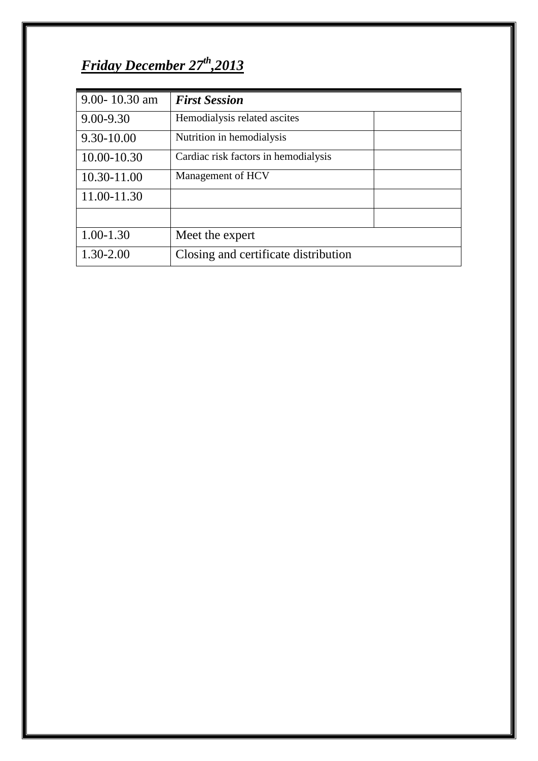***Friday December 27th,2013***

| 9.00- 10.30 am | ***First Session*** | |
|---|---|---|
| 9.00-9.30 | Hemodialysis related ascites | |
| 9.30-10.00 | Nutrition in hemodialysis | |
| 10.00-10.30 | Cardiac risk factors in hemodialysis | |
| 10.30-11.00 | Management of HCV | |
| 11.00-11.30 | | |
| | | |
| 1.00-1.30 | Meet the expert | |
| 1.30-2.00 | Closing and certificate distribution | |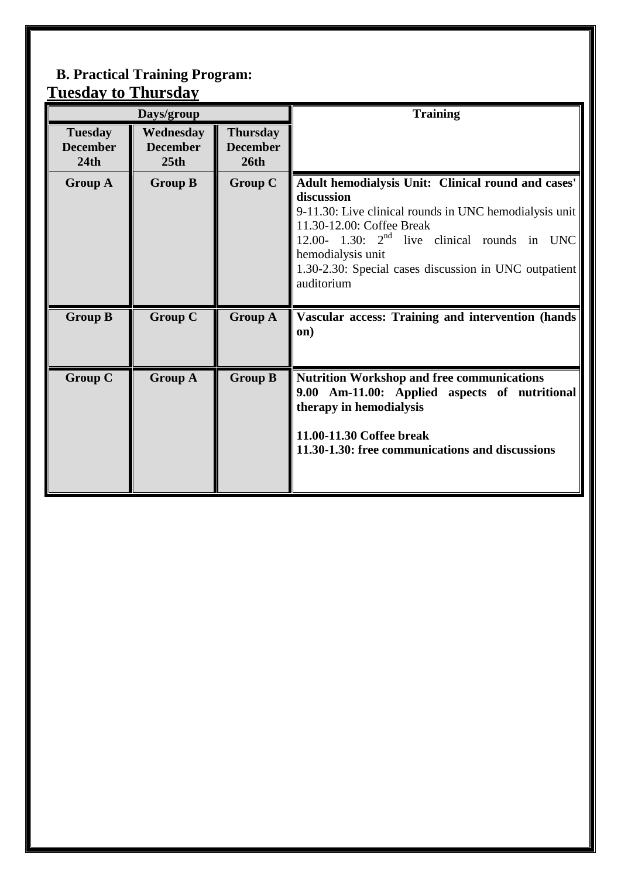## B. Practical Training Program:

## Tuesday to Thursday

| Days/group | | | Training |
|---|---|---|---|
| **Tuesday December 24th** | **Wednesday December 25th** | **Thursday December 26th** | |
| **Group A** | **Group B** | **Group C** | **Adult hemodialysis Unit: Clinical round and cases' discussion**<br>9-11.30: Live clinical rounds in UNC hemodialysis unit<br>11.30-12.00: Coffee Break<br>12.00- 1.30: 2nd live clinical rounds in UNC hemodialysis unit<br>1.30-2.30: Special cases discussion in UNC outpatient auditorium |
| **Group B** | **Group C** | **Group A** | **Vascular access: Training and intervention (hands on)** |
| **Group C** | **Group A** | **Group B** | **Nutrition Workshop and free communications**<br>**9.00 Am-11.00: Applied aspects of nutritional therapy in hemodialysis**<br>**11.00-11.30 Coffee break**<br>**11.30-1.30: free communications and discussions** |